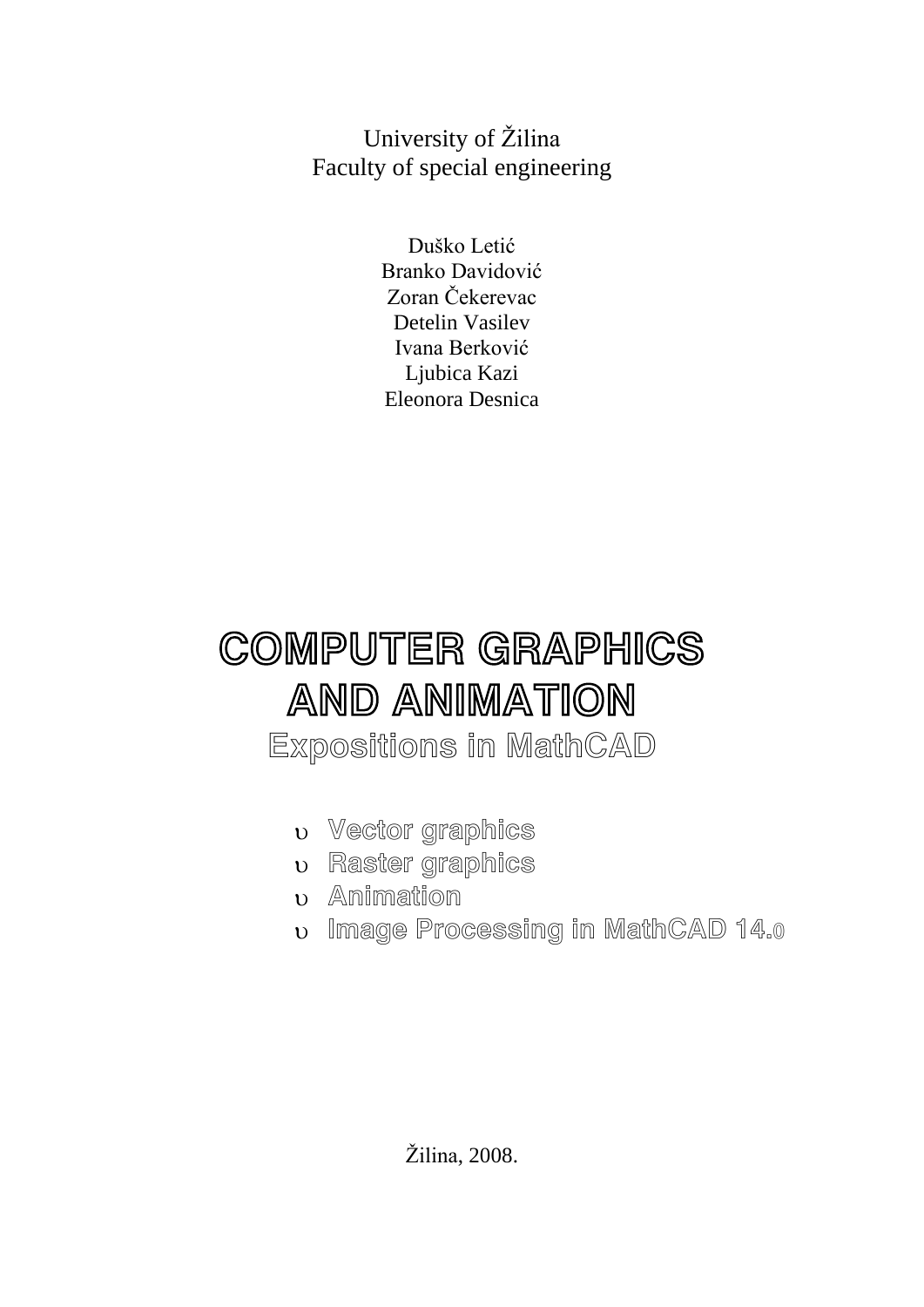University of Žilina
Faculty of special engineering

Duško Letić
Branko Davidović
Zoran Čekerevac
Detelin Vasilev
Ivana Berković
Ljubica Kazi
Eleonora Desnica

# COMPUTER GRAPHICS AND ANIMATION

## Expositions in MathCAD

- Vector graphics
- Raster graphics
- Animation
- Image Processing in MathCAD 14.0

Žilina, 2008.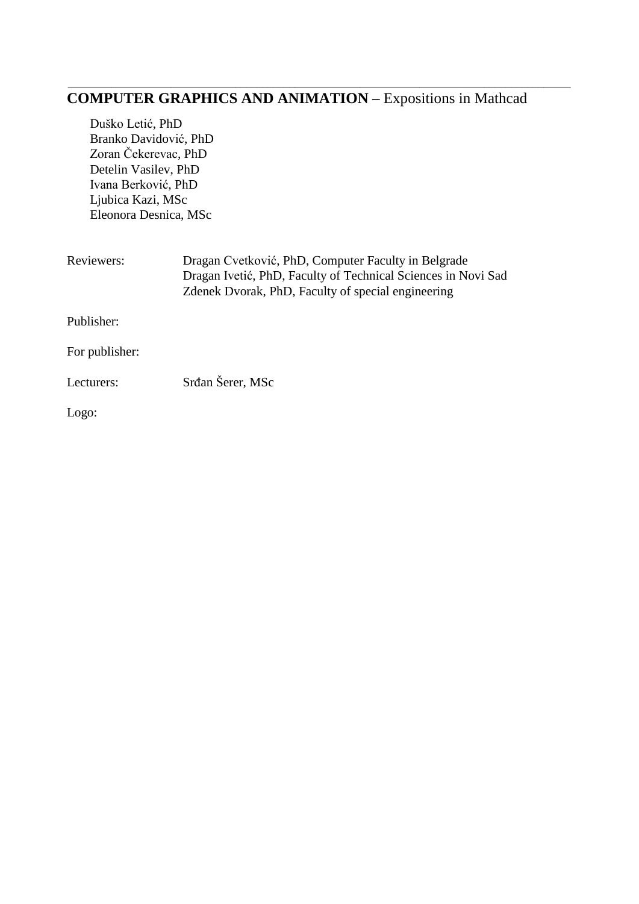**COMPUTER GRAPHICS AND ANIMATION –** Expositions in Mathcad

Duško Letić, PhD
Branko Davidović, PhD
Zoran Čekerevac, PhD
Detelin Vasilev, PhD
Ivana Berković, PhD
Ljubica Kazi, MSc
Eleonora Desnica, MSc

Reviewers: Dragan Cvetković, PhD, Computer Faculty in Belgrade
Dragan Ivetić, PhD, Faculty of Technical Sciences in Novi Sad
Zdenek Dvorak, PhD, Faculty of special engineering

Publisher:

For publisher:

Lecturers: Srđan Šerer, MSc

Logo: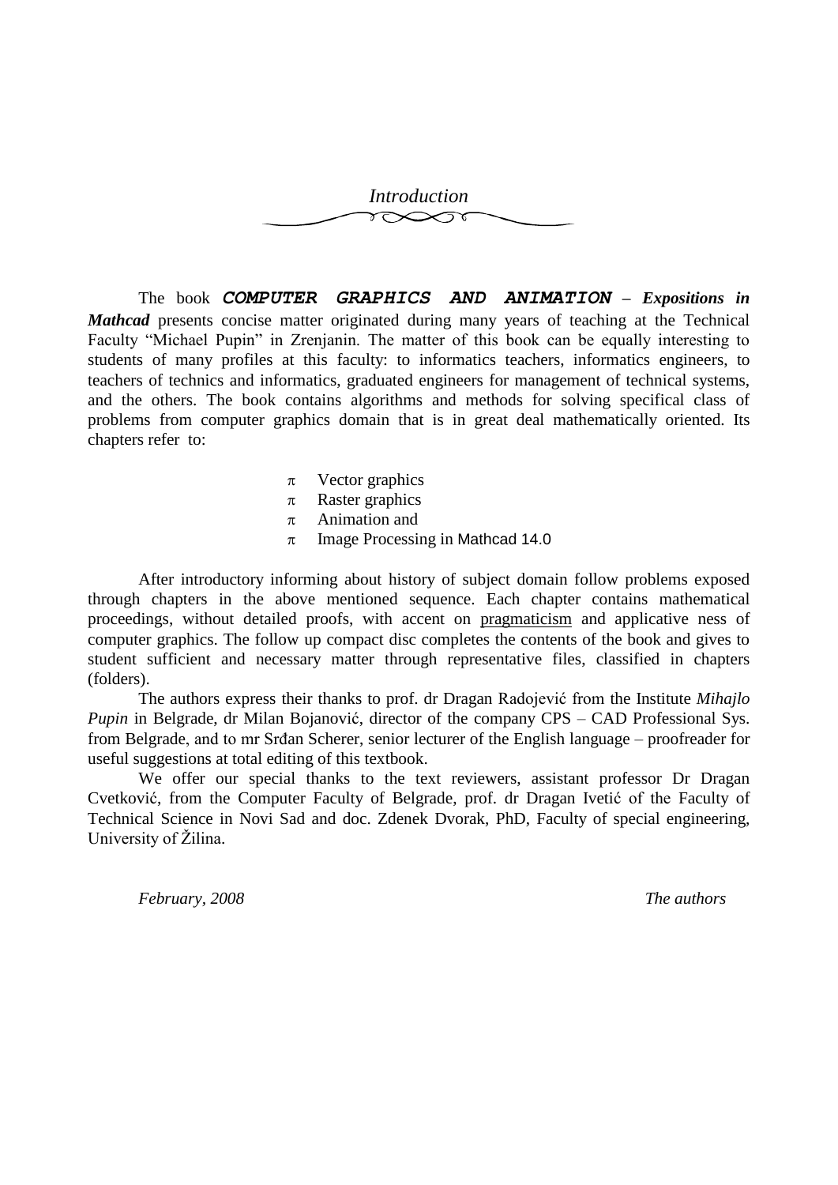# *Introduction*

The book ***COMPUTER GRAPHICS AND ANIMATION* – *Expositions in Mathcad*** presents concise matter originated during many years of teaching at the Technical Faculty "Michael Pupin" in Zrenjanin. The matter of this book can be equally interesting to students of many profiles at this faculty: to informatics teachers, informatics engineers, to teachers of technics and informatics, graduated engineers for management of technical systems, and the others. The book contains algorithms and methods for solving specifical class of problems from computer graphics domain that is in great deal mathematically oriented. Its chapters refer to:

- Vector graphics
- Raster graphics
- Animation and
- Image Processing in Mathcad 14.0

After introductory informing about history of subject domain follow problems exposed through chapters in the above mentioned sequence. Each chapter contains mathematical proceedings, without detailed proofs, with accent on pragmaticism and applicative ness of computer graphics. The follow up compact disc completes the contents of the book and gives to student sufficient and necessary matter through representative files, classified in chapters (folders).

The authors express their thanks to prof. dr Dragan Radojević from the Institute *Mihajlo Pupin* in Belgrade, dr Milan Bojanović, director of the company CPS – CAD Professional Sys. from Belgrade, and to mr Srđan Scherer, senior lecturer of the English language – proofreader for useful suggestions at total editing of this textbook.

We offer our special thanks to the text reviewers, assistant professor Dr Dragan Cvetković, from the Computer Faculty of Belgrade, prof. dr Dragan Ivetić of the Faculty of Technical Science in Novi Sad and doc. Zdenek Dvorak, PhD, Faculty of special engineering, University of Žilina.

*February, 2008* *The authors*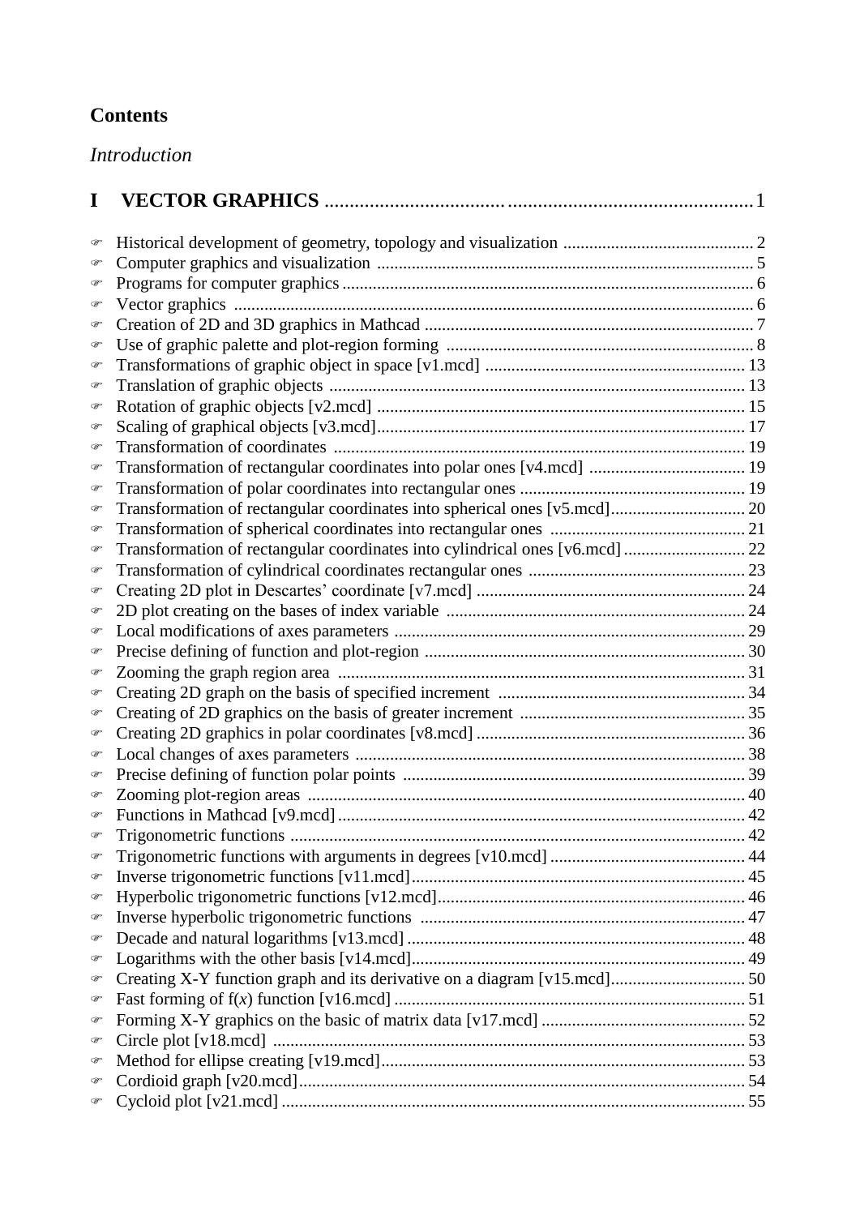## Contents

*Introduction*

**I VECTOR GRAPHICS** ........................................................................................ 1

- Historical development of geometry, topology and visualization ........................................... 2
- Computer graphics and visualization ..................................................................................... 5
- Programs for computer graphics ............................................................................................ 6
- Vector graphics ...................................................................................................................... 6
- Creation of 2D and 3D graphics in Mathcad ........................................................................... 7
- Use of graphic palette and plot-region forming ...................................................................... 8
- Transformations of graphic object in space [v1.mcd] ........................................................... 13
- Translation of graphic objects .............................................................................................. 13
- Rotation of graphic objects [v2.mcd] .................................................................................... 15
- Scaling of graphical objects [v3.mcd] .................................................................................... 17
- Transformation of coordinates .............................................................................................. 19
- Transformation of rectangular coordinates into polar ones [v4.mcd] ................................... 19
- Transformation of polar coordinates into rectangular ones ................................................... 19
- Transformation of rectangular coordinates into spherical ones [v5.mcd] .............................. 20
- Transformation of spherical coordinates into rectangular ones ............................................ 21
- Transformation of rectangular coordinates into cylindrical ones [v6.mcd] ........................... 22
- Transformation of cylindrical coordinates rectangular ones ................................................. 23
- Creating 2D plot in Descartes' coordinate [v7.mcd] ............................................................. 24
- 2D plot creating on the bases of index variable .................................................................... 24
- Local modifications of axes parameters ................................................................................ 29
- Precise defining of function and plot-region ......................................................................... 30
- Zooming the graph region area ............................................................................................. 31
- Creating 2D graph on the basis of specified increment ......................................................... 34
- Creating of 2D graphics on the basis of greater increment ................................................... 35
- Creating 2D graphics in polar coordinates [v8.mcd] ............................................................. 36
- Local changes of axes parameters ......................................................................................... 38
- Precise defining of function polar points .............................................................................. 39
- Zooming plot-region areas .................................................................................................... 40
- Functions in Mathcad [v9.mcd] ............................................................................................. 42
- Trigonometric functions ........................................................................................................ 42
- Trigonometric functions with arguments in degrees [v10.mcd] ............................................ 44
- Inverse trigonometric functions [v11.mcd] ............................................................................ 45
- Hyperbolic trigonometric functions [v12.mcd] ...................................................................... 46
- Inverse hyperbolic trigonometric functions .......................................................................... 47
- Decade and natural logarithms [v13.mcd] ............................................................................. 48
- Logarithms with the other basis [v14.mcd] ............................................................................ 49
- Creating X-Y function graph and its derivative on a diagram [v15.mcd] .............................. 50
- Fast forming of f(*x*) function [v16.mcd] ............................................................................... 51
- Forming X-Y graphics on the basic of matrix data [v17.mcd] .............................................. 52
- Circle plot [v18.mcd] ............................................................................................................ 53
- Method for ellipse creating [v19.mcd] ................................................................................... 53
- Cordioid graph [v20.mcd] ...................................................................................................... 54
- Cycloid plot [v21.mcd] .......................................................................................................... 55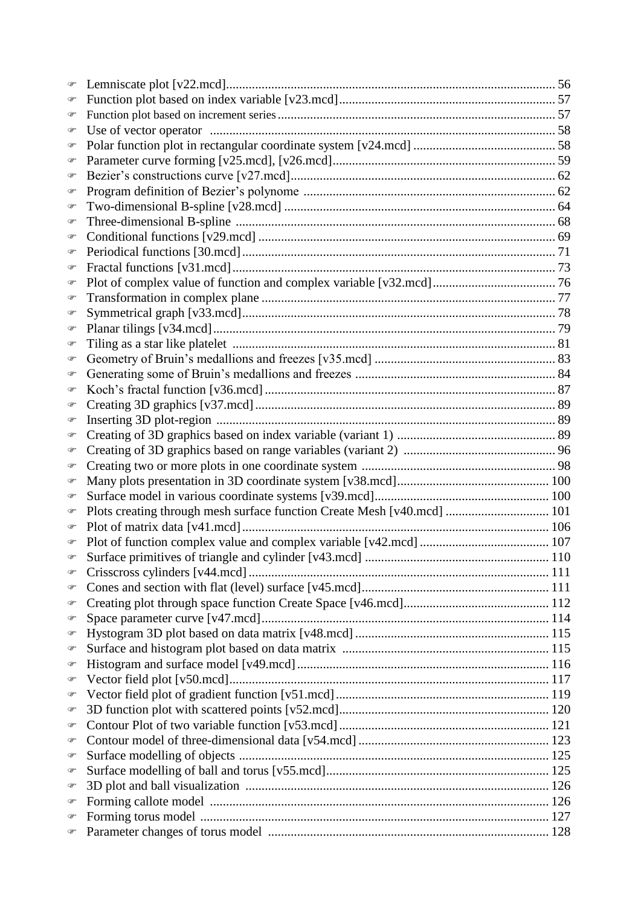- Lemniscate plot [v22.mcd] ... 56
- Function plot based on index variable [v23.mcd] ... 57
- Function plot based on increment series ... 57
- Use of vector operator ... 58
- Polar function plot in rectangular coordinate system [v24.mcd] ... 58
- Parameter curve forming [v25.mcd], [v26.mcd] ... 59
- Bezier's constructions curve [v27.mcd] ... 62
- Program definition of Bezier's polynome ... 62
- Two-dimensional B-spline [v28.mcd] ... 64
- Three-dimensional B-spline ... 68
- Conditional functions [v29.mcd] ... 69
- Periodical functions [30.mcd] ... 71
- Fractal functions [v31.mcd] ... 73
- Plot of complex value of function and complex variable [v32.mcd] ... 76
- Transformation in complex plane ... 77
- Symmetrical graph [v33.mcd] ... 78
- Planar tilings [v34.mcd] ... 79
- Tiling as a star like platelet ... 81
- Geometry of Bruin's medallions and freezes [v35.mcd] ... 83
- Generating some of Bruin's medallions and freezes ... 84
- Koch's fractal function [v36.mcd] ... 87
- Creating 3D graphics [v37.mcd] ... 89
- Inserting 3D plot-region ... 89
- Creating of 3D graphics based on index variable (variant 1) ... 89
- Creating of 3D graphics based on range variables (variant 2) ... 96
- Creating two or more plots in one coordinate system ... 98
- Many plots presentation in 3D coordinate system [v38.mcd] ... 100
- Surface model in various coordinate systems [v39.mcd] ... 100
- Plots creating through mesh surface function Create Mesh [v40.mcd] ... 101
- Plot of matrix data [v41.mcd] ... 106
- Plot of function complex value and complex variable [v42.mcd] ... 107
- Surface primitives of triangle and cylinder [v43.mcd] ... 110
- Crisscross cylinders [v44.mcd] ... 111
- Cones and section with flat (level) surface [v45.mcd] ... 111
- Creating plot through space function Create Space [v46.mcd] ... 112
- Space parameter curve [v47.mcd] ... 114
- Hystogram 3D plot based on data matrix [v48.mcd] ... 115
- Surface and histogram plot based on data matrix ... 115
- Histogram and surface model [v49.mcd] ... 116
- Vector field plot [v50.mcd] ... 117
- Vector field plot of gradient function [v51.mcd] ... 119
- 3D function plot with scattered points [v52.mcd] ... 120
- Contour Plot of two variable function [v53.mcd] ... 121
- Contour model of three-dimensional data [v54.mcd] ... 123
- Surface modelling of objects ... 125
- Surface modelling of ball and torus [v55.mcd] ... 125
- 3D plot and ball visualization ... 126
- Forming callote model ... 126
- Forming torus model ... 127
- Parameter changes of torus model ... 128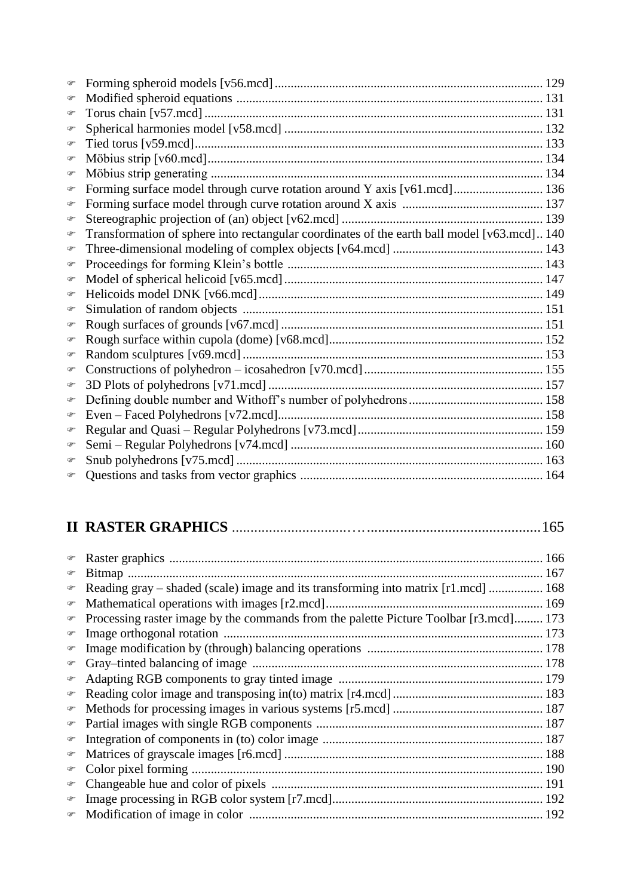- Forming spheroid models [v56.mcd] ........ 129
- Modified spheroid equations ........ 131
- Torus chain [v57.mcd] ........ 131
- Spherical harmonies model [v58.mcd] ........ 132
- Tied torus [v59.mcd] ........ 133
- Möbius strip [v60.mcd] ........ 134
- Möbius strip generating ........ 134
- Forming surface model through curve rotation around Y axis [v61.mcd] ........ 136
- Forming surface model through curve rotation around X axis ........ 137
- Stereographic projection of (an) object [v62.mcd] ........ 139
- Transformation of sphere into rectangular coordinates of the earth ball model [v63.mcd] .. 140
- Three-dimensional modeling of complex objects [v64.mcd] ........ 143
- Proceedings for forming Klein's bottle ........ 143
- Model of spherical helicoid [v65.mcd] ........ 147
- Helicoids model DNK [v66.mcd] ........ 149
- Simulation of random objects ........ 151
- Rough surfaces of grounds [v67.mcd] ........ 151
- Rough surface within cupola (dome) [v68.mcd] ........ 152
- Random sculptures [v69.mcd] ........ 153
- Constructions of polyhedron – icosahedron [v70.mcd] ........ 155
- 3D Plots of polyhedrons [v71.mcd] ........ 157
- Defining double number and Withoff's number of polyhedrons ........ 158
- Even – Faced Polyhedrons [v72.mcd] ........ 158
- Regular and Quasi – Regular Polyhedrons [v73.mcd] ........ 159
- Semi – Regular Polyhedrons [v74.mcd] ........ 160
- Snub polyhedrons [v75.mcd] ........ 163
- Questions and tasks from vector graphics ........ 164

## II RASTER GRAPHICS ........ 165

- Raster graphics ........ 166
- Bitmap ........ 167
- Reading gray – shaded (scale) image and its transforming into matrix [r1.mcd] ........ 168
- Mathematical operations with images [r2.mcd] ........ 169
- Processing raster image by the commands from the palette Picture Toolbar [r3.mcd] ........ 173
- Image orthogonal rotation ........ 173
- Image modification by (through) balancing operations ........ 178
- Gray–tinted balancing of image ........ 178
- Adapting RGB components to gray tinted image ........ 179
- Reading color image and transposing in(to) matrix [r4.mcd] ........ 183
- Methods for processing images in various systems [r5.mcd] ........ 187
- Partial images with single RGB components ........ 187
- Integration of components in (to) color image ........ 187
- Matrices of grayscale images [r6.mcd] ........ 188
- Color pixel forming ........ 190
- Changeable hue and color of pixels ........ 191
- Image processing in RGB color system [r7.mcd] ........ 192
- Modification of image in color ........ 192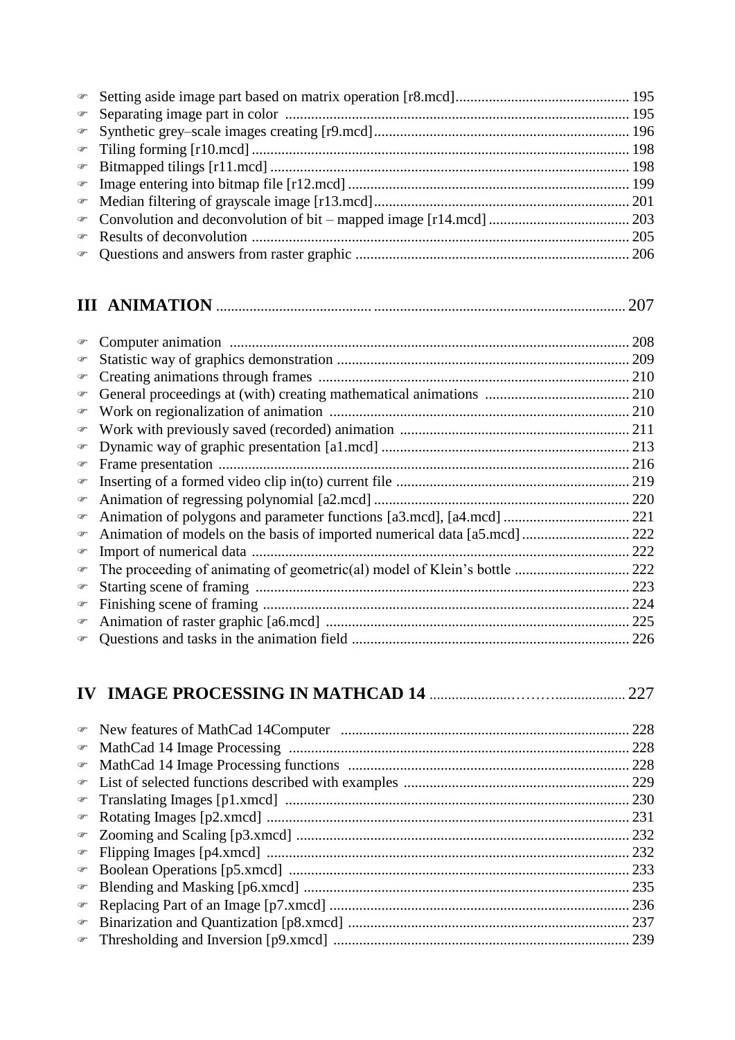- Setting aside image part based on matrix operation [r8.mcd] ... 195
- Separating image part in color ... 195
- Synthetic grey–scale images creating [r9.mcd] ... 196
- Tiling forming [r10.mcd] ... 198
- Bitmapped tilings [r11.mcd] ... 198
- Image entering into bitmap file [r12.mcd] ... 199
- Median filtering of grayscale image [r13.mcd] ... 201
- Convolution and deconvolution of bit – mapped image [r14.mcd] ... 203
- Results of deconvolution ... 205
- Questions and answers from raster graphic ... 206

## III ANIMATION ... 207

- Computer animation ... 208
- Statistic way of graphics demonstration ... 209
- Creating animations through frames ... 210
- General proceedings at (with) creating mathematical animations ... 210
- Work on regionalization of animation ... 210
- Work with previously saved (recorded) animation ... 211
- Dynamic way of graphic presentation [a1.mcd] ... 213
- Frame presentation ... 216
- Inserting of a formed video clip in(to) current file ... 219
- Animation of regressing polynomial [a2.mcd] ... 220
- Animation of polygons and parameter functions [a3.mcd], [a4.mcd] ... 221
- Animation of models on the basis of imported numerical data [a5.mcd] ... 222
- Import of numerical data ... 222
- The proceeding of animating of geometric(al) model of Klein's bottle ... 222
- Starting scene of framing ... 223
- Finishing scene of framing ... 224
- Animation of raster graphic [a6.mcd] ... 225
- Questions and tasks in the animation field ... 226

## IV IMAGE PROCESSING IN MATHCAD 14 ... 227

- New features of MathCad 14Computer ... 228
- MathCad 14 Image Processing ... 228
- MathCad 14 Image Processing functions ... 228
- List of selected functions described with examples ... 229
- Translating Images [p1.xmcd] ... 230
- Rotating Images [p2.xmcd] ... 231
- Zooming and Scaling [p3.xmcd] ... 232
- Flipping Images [p4.xmcd] ... 232
- Boolean Operations [p5.xmcd] ... 233
- Blending and Masking [p6.xmcd] ... 235
- Replacing Part of an Image [p7.xmcd] ... 236
- Binarization and Quantization [p8.xmcd] ... 237
- Thresholding and Inversion [p9.xmcd] ... 239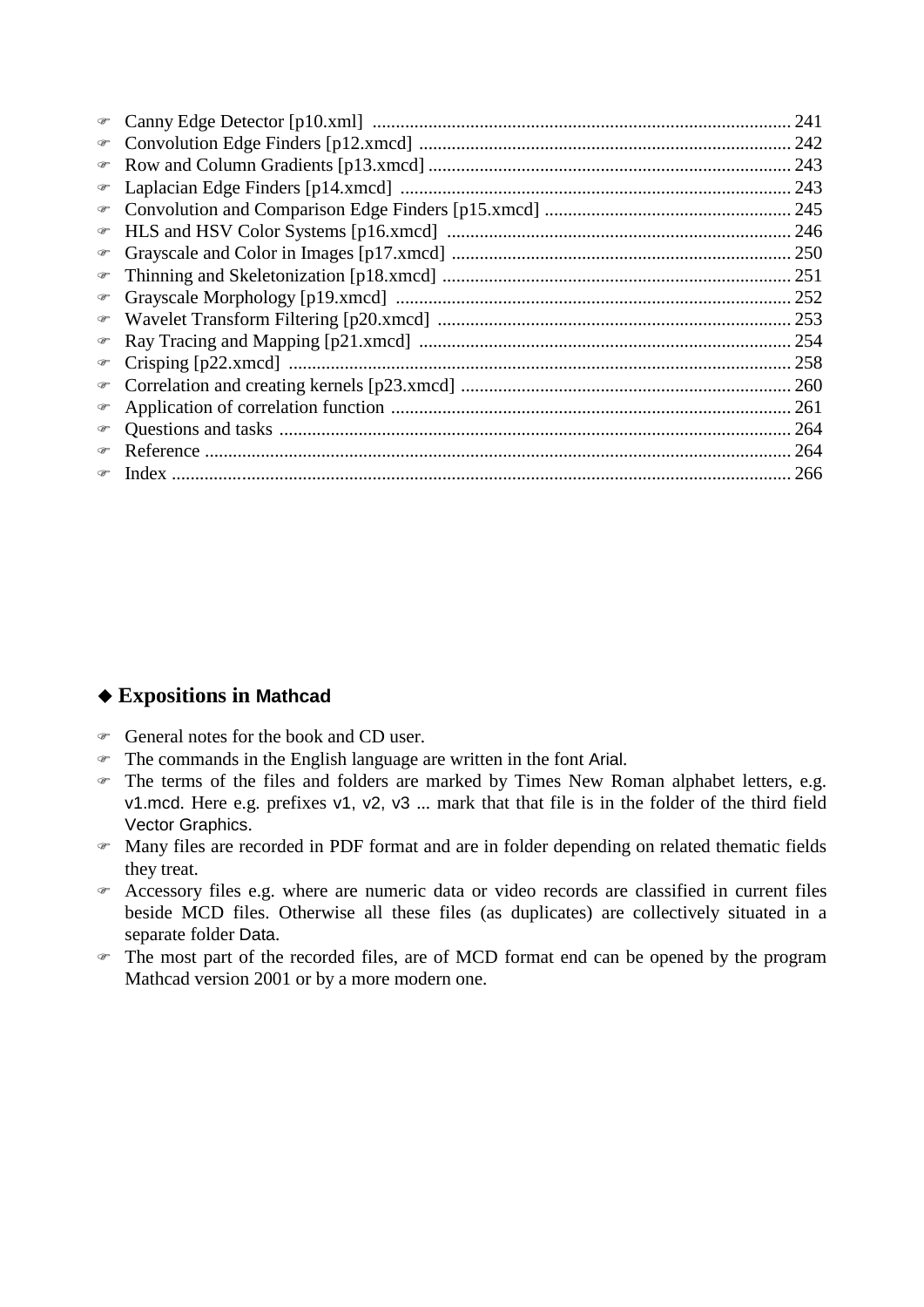- Canny Edge Detector [p10.xml] ........................................................................................ 241
- Convolution Edge Finders [p12.xmcd] ............................................................................. 242
- Row and Column Gradients [p13.xmcd] ........................................................................... 243
- Laplacian Edge Finders [p14.xmcd] ................................................................................. 243
- Convolution and Comparison Edge Finders [p15.xmcd] .................................................... 245
- HLS and HSV Color Systems [p16.xmcd] ......................................................................... 246
- Grayscale and Color in Images [p17.xmcd] ....................................................................... 250
- Thinning and Skeletonization [p18.xmcd] ......................................................................... 251
- Grayscale Morphology [p19.xmcd] ................................................................................... 252
- Wavelet Transform Filtering [p20.xmcd] .......................................................................... 253
- Ray Tracing and Mapping [p21.xmcd] .............................................................................. 254
- Crisping [p22.xmcd] ......................................................................................................... 258
- Correlation and creating kernels [p23.xmcd] ..................................................................... 260
- Application of correlation function .................................................................................... 261
- Questions and tasks ........................................................................................................... 264
- Reference .......................................................................................................................... 264
- Index ................................................................................................................................. 266

## ◆ Expositions in Mathcad

- General notes for the book and CD user.
- The commands in the English language are written in the font Arial.
- The terms of the files and folders are marked by Times New Roman alphabet letters, e.g. v1.mcd. Here e.g. prefixes v1, v2, v3 ... mark that that file is in the folder of the third field Vector Graphics.
- Many files are recorded in PDF format and are in folder depending on related thematic fields they treat.
- Accessory files e.g. where are numeric data or video records are classified in current files beside MCD files. Otherwise all these files (as duplicates) are collectively situated in a separate folder Data.
- The most part of the recorded files, are of MCD format end can be opened by the program Mathcad version 2001 or by a more modern one.